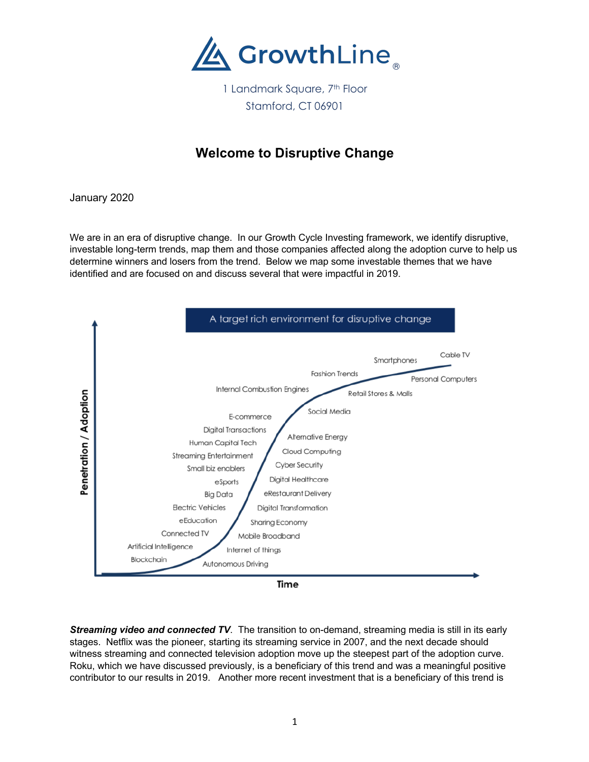# GrowthLine®

1 Landmark Square, 7th Floor
Stamford, CT 06901

## Welcome to Disruptive Change

January 2020

We are in an era of disruptive change. In our Growth Cycle Investing framework, we identify disruptive, investable long-term trends, map them and those companies affected along the adoption curve to help us determine winners and losers from the trend. Below we map some investable themes that we have identified and are focused on and discuss several that were impactful in 2019.

**A target rich environment for disruptive change**

Penetration / Adoption (vertical axis) vs. Time (horizontal axis)

Blockchain, Artificial Intelligence, Autonomous Driving, Connected TV, Internet of things, eEducation, Mobile Broadband, Electric Vehicles, Sharing Economy, Big Data, Digital Transformation, eSports, eRestaurant Delivery, Small biz enablers, Digital Healthcare, Streaming Entertainment, Cyber Security, Human Capital Tech, Cloud Computing, Digital Transactions, Alternative Energy, E-commerce, Social Media, Internal Combustion Engines, Retail Stores & Malls, Fashion Trends, Smartphones, Personal Computers, Cable TV

***Streaming video and connected TV***. The transition to on-demand, streaming media is still in its early stages. Netflix was the pioneer, starting its streaming service in 2007, and the next decade should witness streaming and connected television adoption move up the steepest part of the adoption curve. Roku, which we have discussed previously, is a beneficiary of this trend and was a meaningful positive contributor to our results in 2019. Another more recent investment that is a beneficiary of this trend is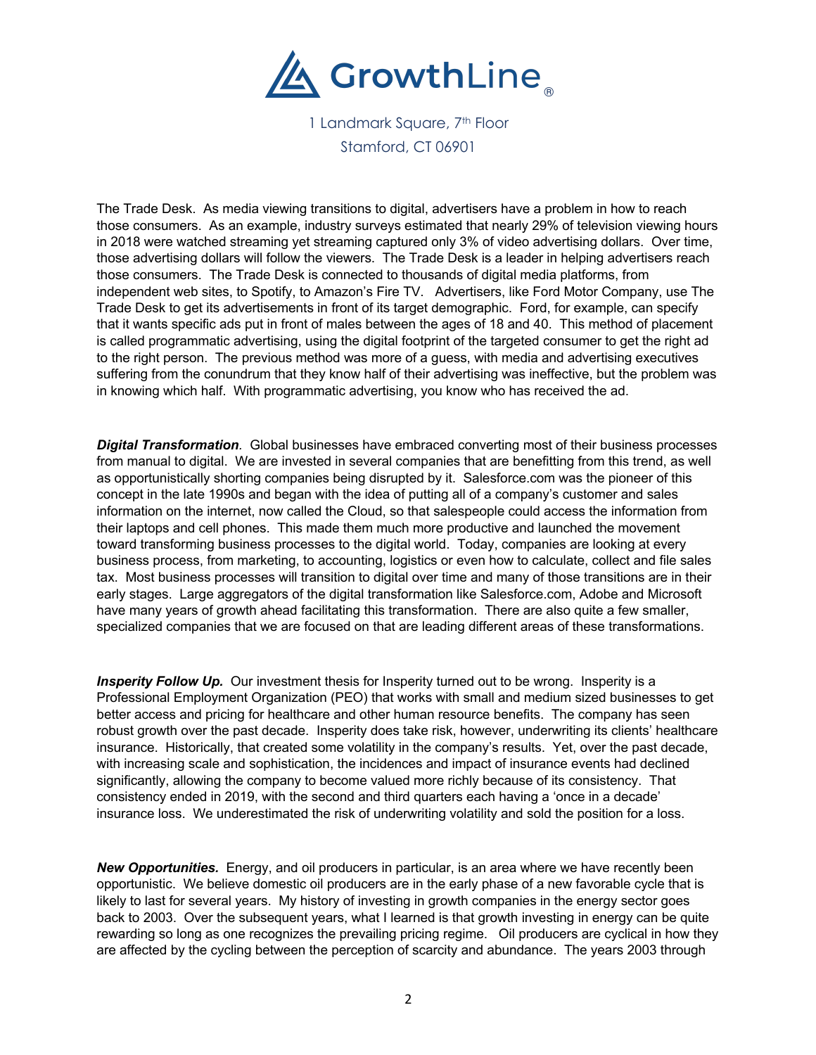GrowthLine®

1 Landmark Square, 7th Floor
Stamford, CT 06901

The Trade Desk. As media viewing transitions to digital, advertisers have a problem in how to reach those consumers. As an example, industry surveys estimated that nearly 29% of television viewing hours in 2018 were watched streaming yet streaming captured only 3% of video advertising dollars. Over time, those advertising dollars will follow the viewers. The Trade Desk is a leader in helping advertisers reach those consumers. The Trade Desk is connected to thousands of digital media platforms, from independent web sites, to Spotify, to Amazon's Fire TV. Advertisers, like Ford Motor Company, use The Trade Desk to get its advertisements in front of its target demographic. Ford, for example, can specify that it wants specific ads put in front of males between the ages of 18 and 40. This method of placement is called programmatic advertising, using the digital footprint of the targeted consumer to get the right ad to the right person. The previous method was more of a guess, with media and advertising executives suffering from the conundrum that they know half of their advertising was ineffective, but the problem was in knowing which half. With programmatic advertising, you know who has received the ad.

***Digital Transformation***. Global businesses have embraced converting most of their business processes from manual to digital. We are invested in several companies that are benefitting from this trend, as well as opportunistically shorting companies being disrupted by it. Salesforce.com was the pioneer of this concept in the late 1990s and began with the idea of putting all of a company's customer and sales information on the internet, now called the Cloud, so that salespeople could access the information from their laptops and cell phones. This made them much more productive and launched the movement toward transforming business processes to the digital world. Today, companies are looking at every business process, from marketing, to accounting, logistics or even how to calculate, collect and file sales tax. Most business processes will transition to digital over time and many of those transitions are in their early stages. Large aggregators of the digital transformation like Salesforce.com, Adobe and Microsoft have many years of growth ahead facilitating this transformation. There are also quite a few smaller, specialized companies that we are focused on that are leading different areas of these transformations.

***Insperity Follow Up.*** Our investment thesis for Insperity turned out to be wrong. Insperity is a Professional Employment Organization (PEO) that works with small and medium sized businesses to get better access and pricing for healthcare and other human resource benefits. The company has seen robust growth over the past decade. Insperity does take risk, however, underwriting its clients' healthcare insurance. Historically, that created some volatility in the company's results. Yet, over the past decade, with increasing scale and sophistication, the incidences and impact of insurance events had declined significantly, allowing the company to become valued more richly because of its consistency. That consistency ended in 2019, with the second and third quarters each having a 'once in a decade' insurance loss. We underestimated the risk of underwriting volatility and sold the position for a loss.

***New Opportunities.*** Energy, and oil producers in particular, is an area where we have recently been opportunistic. We believe domestic oil producers are in the early phase of a new favorable cycle that is likely to last for several years. My history of investing in growth companies in the energy sector goes back to 2003. Over the subsequent years, what I learned is that growth investing in energy can be quite rewarding so long as one recognizes the prevailing pricing regime. Oil producers are cyclical in how they are affected by the cycling between the perception of scarcity and abundance. The years 2003 through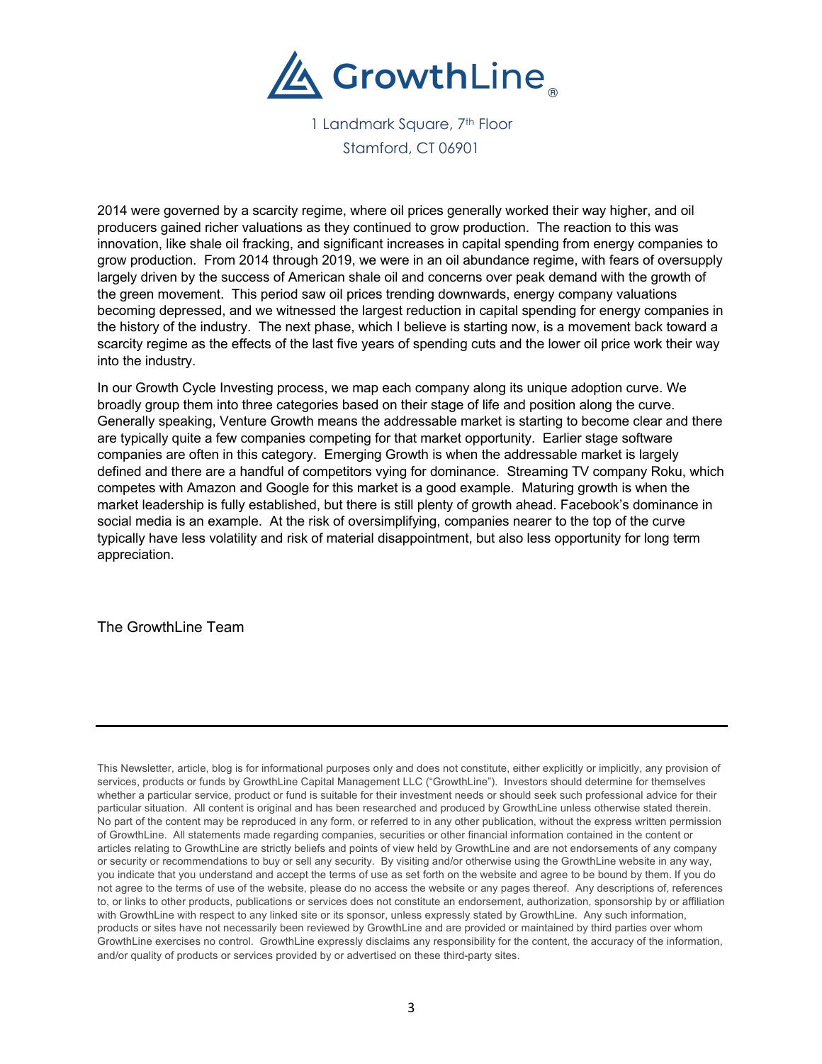# GrowthLine®

1 Landmark Square, 7th Floor
Stamford, CT 06901

2014 were governed by a scarcity regime, where oil prices generally worked their way higher, and oil producers gained richer valuations as they continued to grow production. The reaction to this was innovation, like shale oil fracking, and significant increases in capital spending from energy companies to grow production. From 2014 through 2019, we were in an oil abundance regime, with fears of oversupply largely driven by the success of American shale oil and concerns over peak demand with the growth of the green movement. This period saw oil prices trending downwards, energy company valuations becoming depressed, and we witnessed the largest reduction in capital spending for energy companies in the history of the industry. The next phase, which I believe is starting now, is a movement back toward a scarcity regime as the effects of the last five years of spending cuts and the lower oil price work their way into the industry.

In our Growth Cycle Investing process, we map each company along its unique adoption curve. We broadly group them into three categories based on their stage of life and position along the curve. Generally speaking, Venture Growth means the addressable market is starting to become clear and there are typically quite a few companies competing for that market opportunity. Earlier stage software companies are often in this category. Emerging Growth is when the addressable market is largely defined and there are a handful of competitors vying for dominance. Streaming TV company Roku, which competes with Amazon and Google for this market is a good example. Maturing growth is when the market leadership is fully established, but there is still plenty of growth ahead. Facebook's dominance in social media is an example. At the risk of oversimplifying, companies nearer to the top of the curve typically have less volatility and risk of material disappointment, but also less opportunity for long term appreciation.

The GrowthLine Team

---

This Newsletter, article, blog is for informational purposes only and does not constitute, either explicitly or implicitly, any provision of services, products or funds by GrowthLine Capital Management LLC ("GrowthLine"). Investors should determine for themselves whether a particular service, product or fund is suitable for their investment needs or should seek such professional advice for their particular situation. All content is original and has been researched and produced by GrowthLine unless otherwise stated therein. No part of the content may be reproduced in any form, or referred to in any other publication, without the express written permission of GrowthLine. All statements made regarding companies, securities or other financial information contained in the content or articles relating to GrowthLine are strictly beliefs and points of view held by GrowthLine and are not endorsements of any company or security or recommendations to buy or sell any security. By visiting and/or otherwise using the GrowthLine website in any way, you indicate that you understand and accept the terms of use as set forth on the website and agree to be bound by them. If you do not agree to the terms of use of the website, please do no access the website or any pages thereof. Any descriptions of, references to, or links to other products, publications or services does not constitute an endorsement, authorization, sponsorship by or affiliation with GrowthLine with respect to any linked site or its sponsor, unless expressly stated by GrowthLine. Any such information, products or sites have not necessarily been reviewed by GrowthLine and are provided or maintained by third parties over whom GrowthLine exercises no control. GrowthLine expressly disclaims any responsibility for the content, the accuracy of the information, and/or quality of products or services provided by or advertised on these third-party sites.